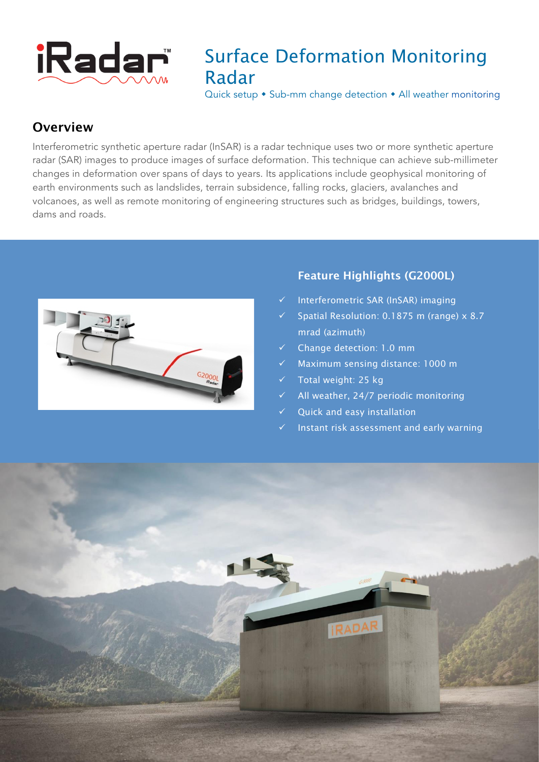# Surface Deformation Monitoring Radar

Quick setup • Sub-mm change detection • All weather monitoring

## Overview

Interferometric synthetic aperture radar (InSAR) is a radar technique uses two or more synthetic aperture radar (SAR) images to produce images of surface deformation. This technique can achieve sub-millimeter changes in deformation over spans of days to years. Its applications include geophysical monitoring of earth environments such as landslides, terrain subsidence, falling rocks, glaciers, avalanches and volcanoes, as well as remote monitoring of engineering structures such as bridges, buildings, towers, dams and roads.

## Feature Highlights (G2000L)

- ✓ Interferometric SAR (InSAR) imaging
- ✓ Spatial Resolution: 0.1875 m (range) x 8.7 mrad (azimuth)
- ✓ Change detection: 1.0 mm
- ✓ Maximum sensing distance: 1000 m
- ✓ Total weight: 25 kg
- ✓ All weather, 24/7 periodic monitoring
- ✓ Quick and easy installation
- ✓ Instant risk assessment and early warning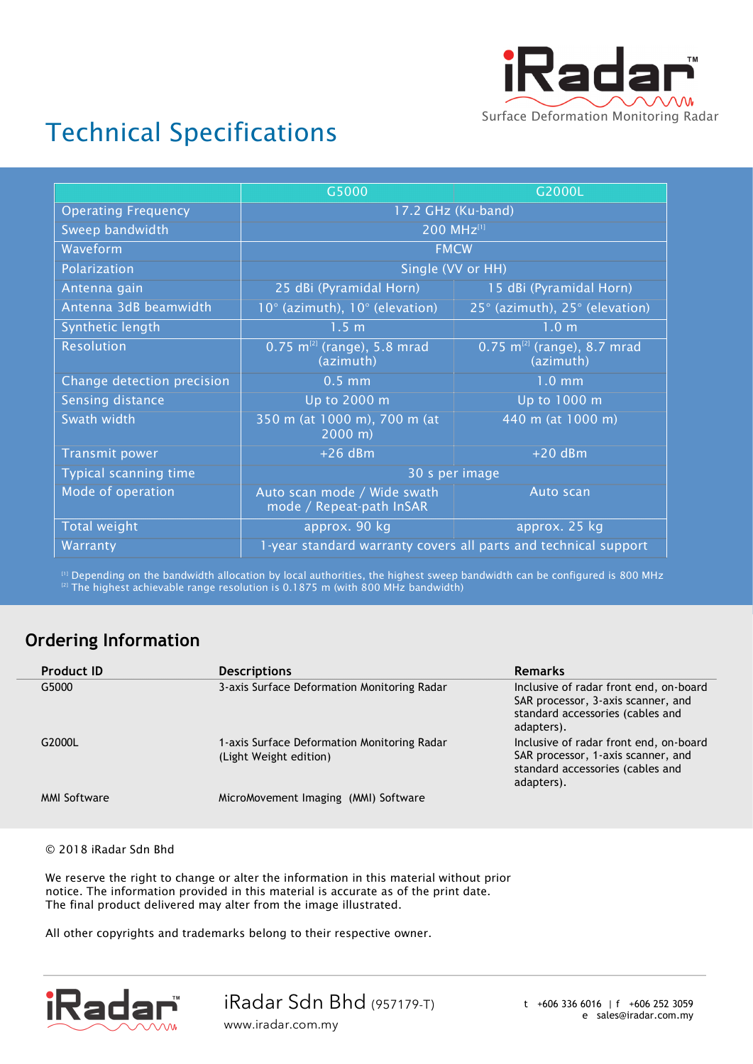iRadar™

Surface Deformation Monitoring Radar

# Technical Specifications

| | G5000 | G2000L |
|---|---|---|
| Operating Frequency | 17.2 GHz (Ku-band) | |
| Sweep bandwidth | 200 MHz[1] | |
| Waveform | FMCW | |
| Polarization | Single (VV or HH) | |
| Antenna gain | 25 dBi (Pyramidal Horn) | 15 dBi (Pyramidal Horn) |
| Antenna 3dB beamwidth | 10° (azimuth), 10° (elevation) | 25° (azimuth), 25° (elevation) |
| Synthetic length | 1.5 m | 1.0 m |
| Resolution | 0.75 m[2] (range), 5.8 mrad (azimuth) | 0.75 m[2] (range), 8.7 mrad (azimuth) |
| Change detection precision | 0.5 mm | 1.0 mm |
| Sensing distance | Up to 2000 m | Up to 1000 m |
| Swath width | 350 m (at 1000 m), 700 m (at 2000 m) | 440 m (at 1000 m) |
| Transmit power | +26 dBm | +20 dBm |
| Typical scanning time | 30 s per image | |
| Mode of operation | Auto scan mode / Wide swath mode / Repeat-path InSAR | Auto scan |
| Total weight | approx. 90 kg | approx. 25 kg |
| Warranty | 1-year standard warranty covers all parts and technical support | |

[1] Depending on the bandwidth allocation by local authorities, the highest sweep bandwidth can be configured is 800 MHz
[2] The highest achievable range resolution is 0.1875 m (with 800 MHz bandwidth)

## Ordering Information

| Product ID | Descriptions | Remarks |
|---|---|---|
| G5000 | 3-axis Surface Deformation Monitoring Radar | Inclusive of radar front end, on-board SAR processor, 3-axis scanner, and standard accessories (cables and adapters). |
| G2000L | 1-axis Surface Deformation Monitoring Radar (Light Weight edition) | Inclusive of radar front end, on-board SAR processor, 1-axis scanner, and standard accessories (cables and adapters). |
| MMI Software | MicroMovement Imaging (MMI) Software | |

© 2018 iRadar Sdn Bhd

We reserve the right to change or alter the information in this material without prior notice. The information provided in this material is accurate as of the print date. The final product delivered may alter from the image illustrated.

All other copyrights and trademarks belong to their respective owner.

iRadar™

iRadar Sdn Bhd (957179-T)
www.iradar.com.my

t +606 336 6016 | f +606 252 3059
e sales@iradar.com.my